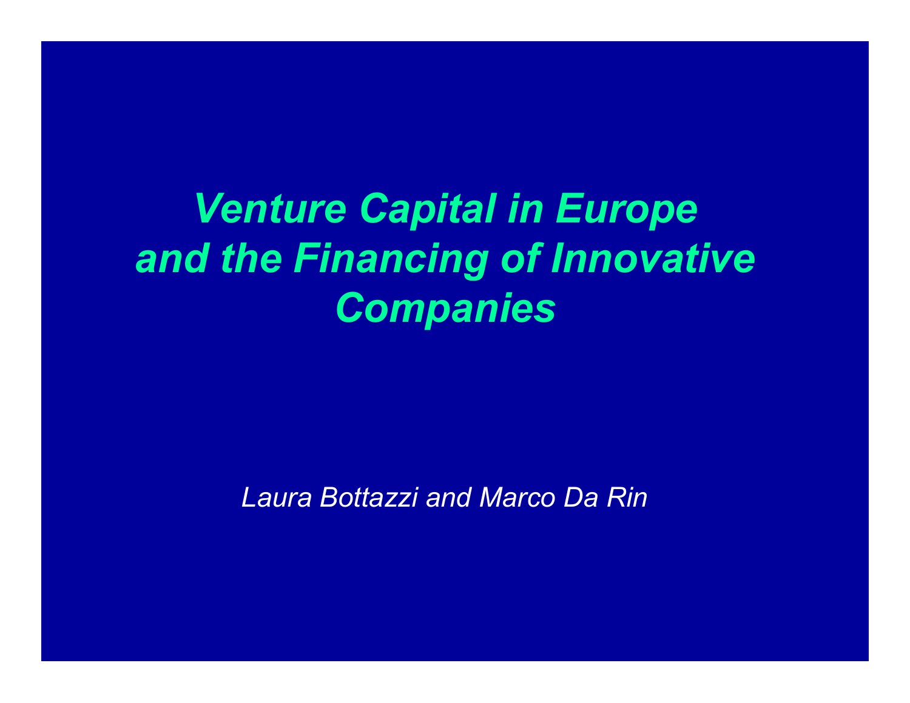# *Venture Capital in Europe and the Financing of Innovative Companies*

*Laura Bottazzi and Marco Da Rin*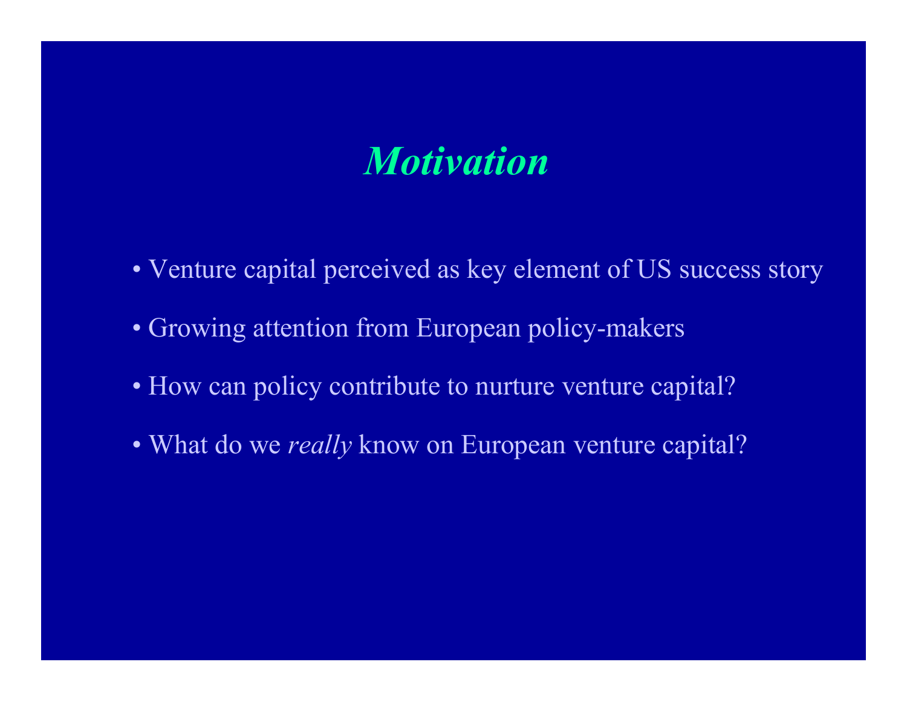# *Motivation*

- Venture capital perceived as key element of US success story
- Growing attention from European policy-makers
- How can policy contribute to nurture venture capital?
- What do we *really* know on European venture capital?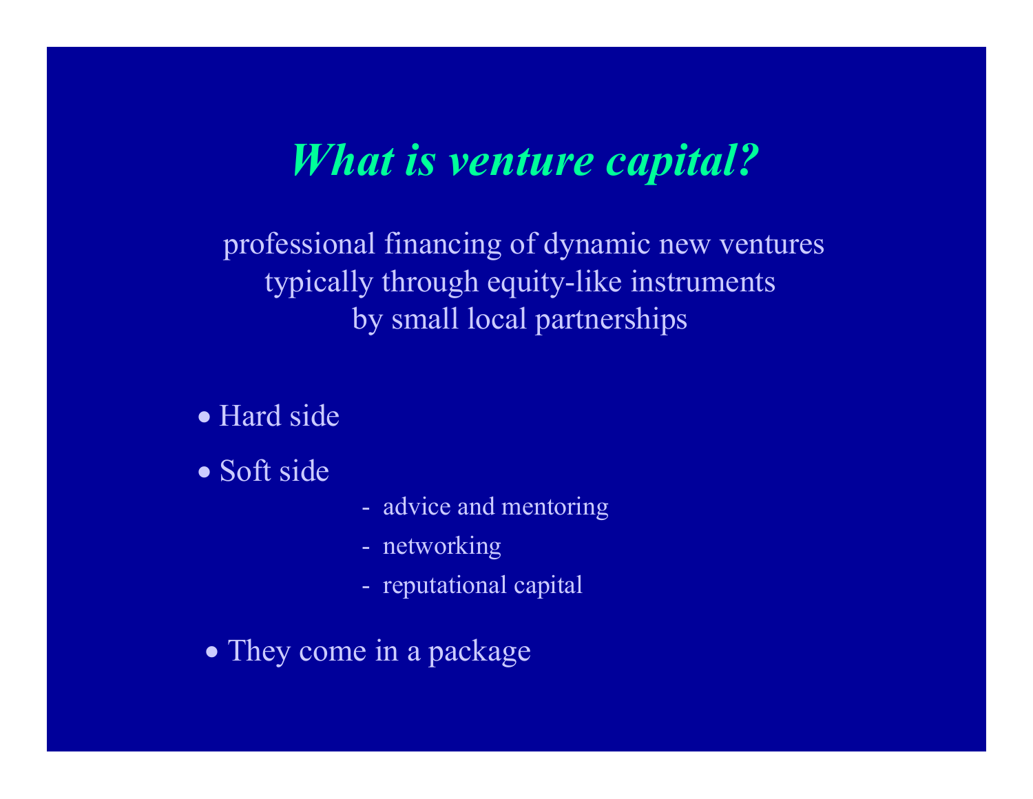# *What is venture capital?*

professional financing of dynamic new ventures
typically through equity-like instruments
by small local partnerships

- Hard side
- Soft side
  - advice and mentoring
  - networking
  - reputational capital
- They come in a package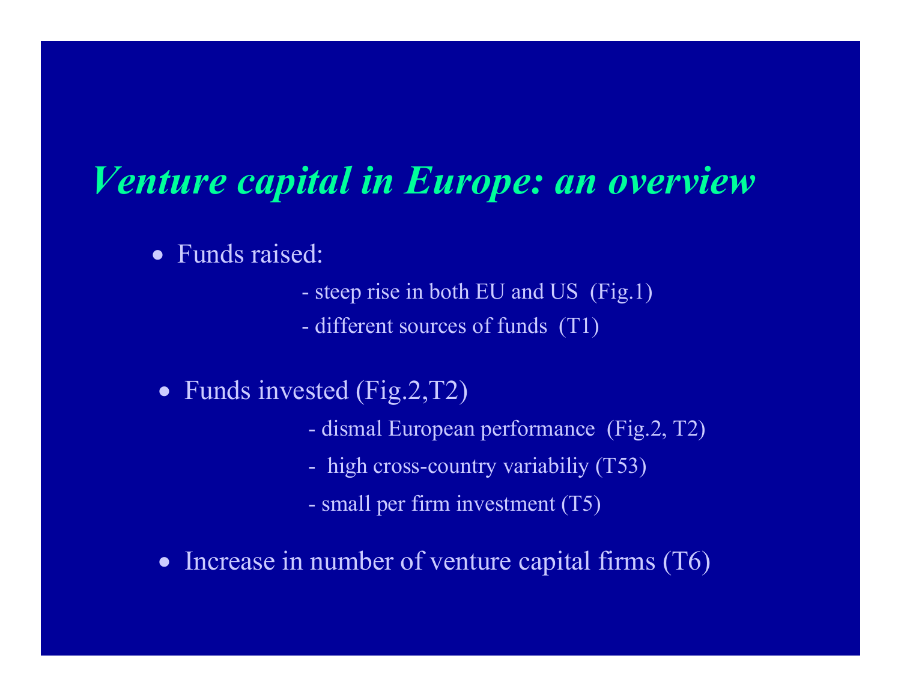# *Venture capital in Europe: an overview*

- Funds raised:
  - steep rise in both EU and US (Fig.1)
  - different sources of funds (T1)
- Funds invested (Fig.2,T2)
  - dismal European performance (Fig.2, T2)
  - high cross-country variabiliy (T53)
  - small per firm investment (T5)
- Increase in number of venture capital firms (T6)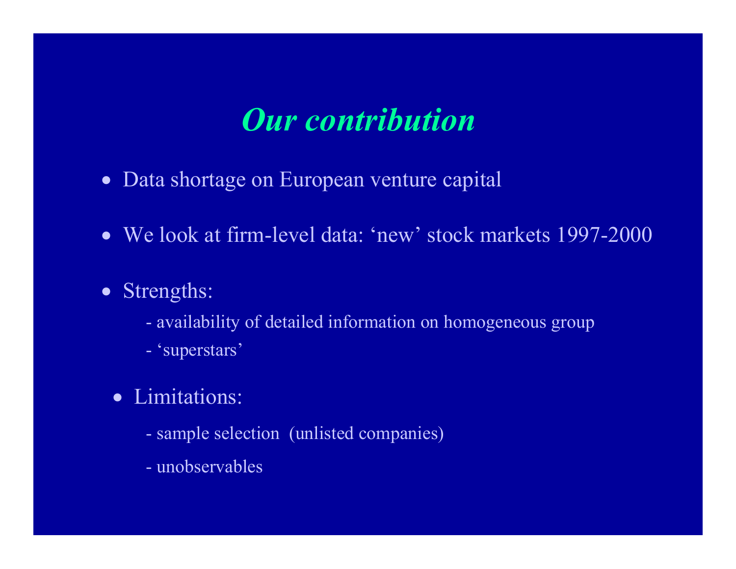# *Our contribution*

- Data shortage on European venture capital
- We look at firm-level data: ‘new’ stock markets 1997-2000
- Strengths:
  - availability of detailed information on homogeneous group
  - ‘superstars’
- Limitations:
  - sample selection (unlisted companies)
  - unobservables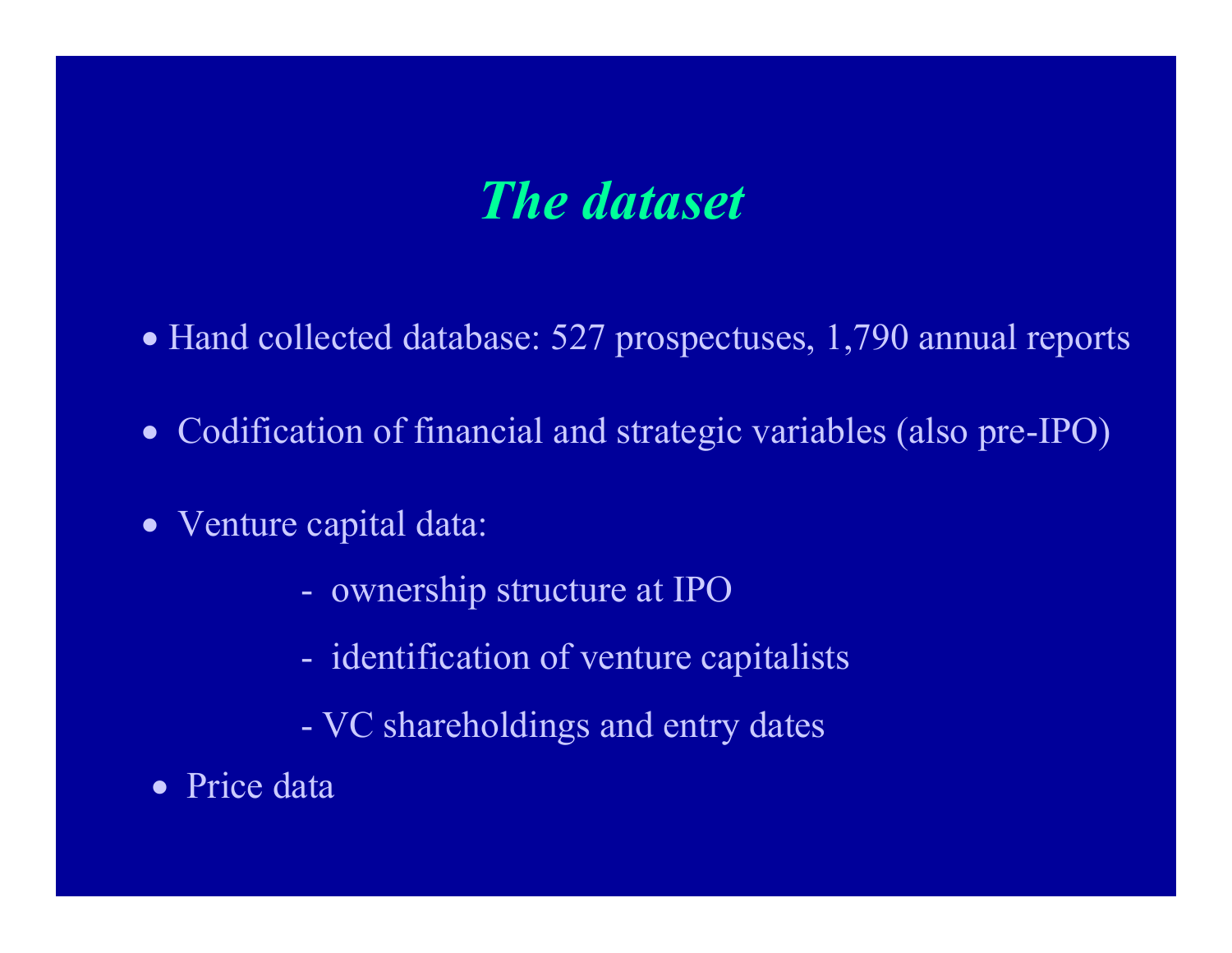# *The dataset*

- Hand collected database: 527 prospectuses, 1,790 annual reports
- Codification of financial and strategic variables (also pre-IPO)
- Venture capital data:
  - ownership structure at IPO
  - identification of venture capitalists
  - VC shareholdings and entry dates
- Price data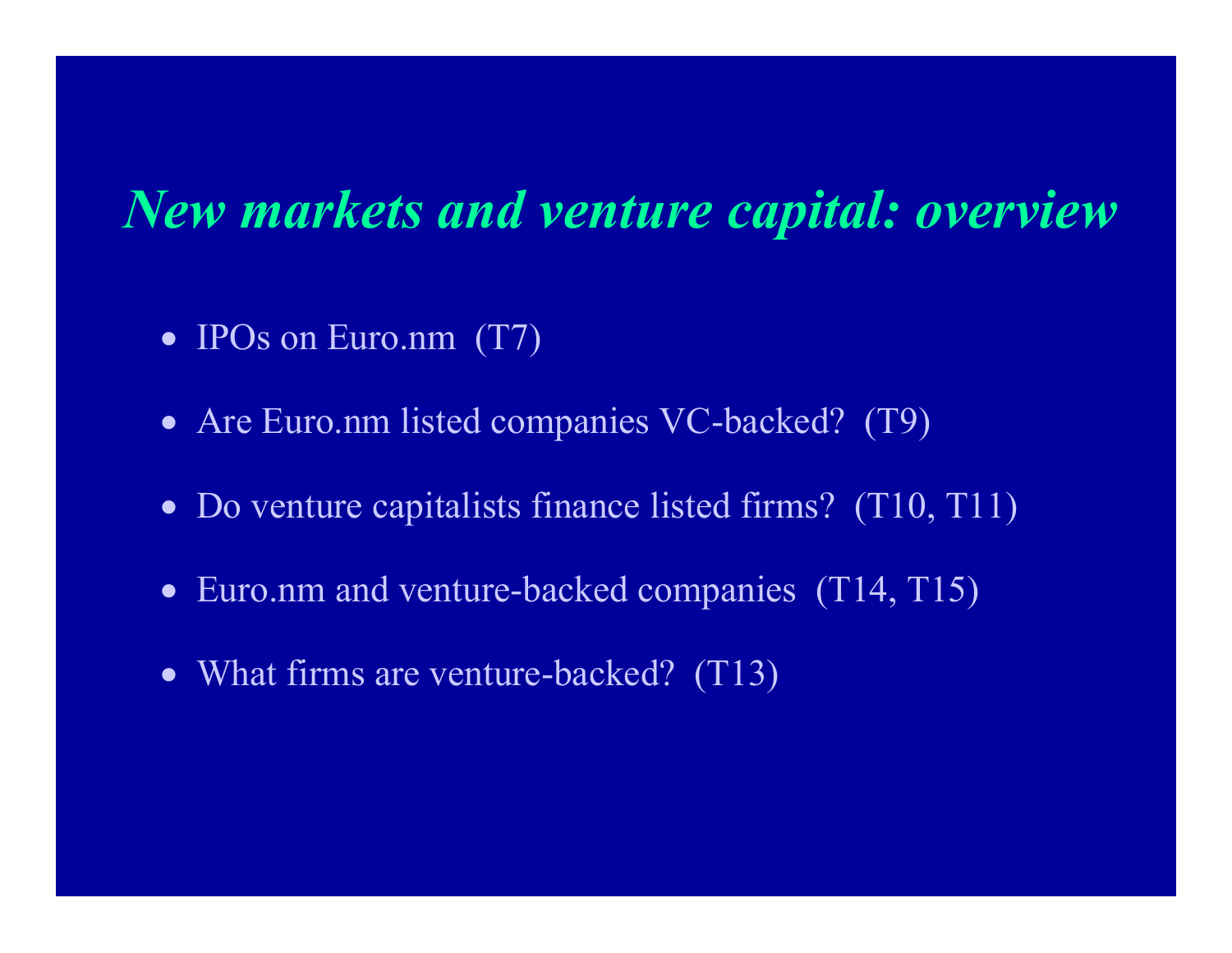# *New markets and venture capital: overview*

- IPOs on Euro.nm (T7)
- Are Euro.nm listed companies VC-backed? (T9)
- Do venture capitalists finance listed firms? (T10, T11)
- Euro.nm and venture-backed companies (T14, T15)
- What firms are venture-backed? (T13)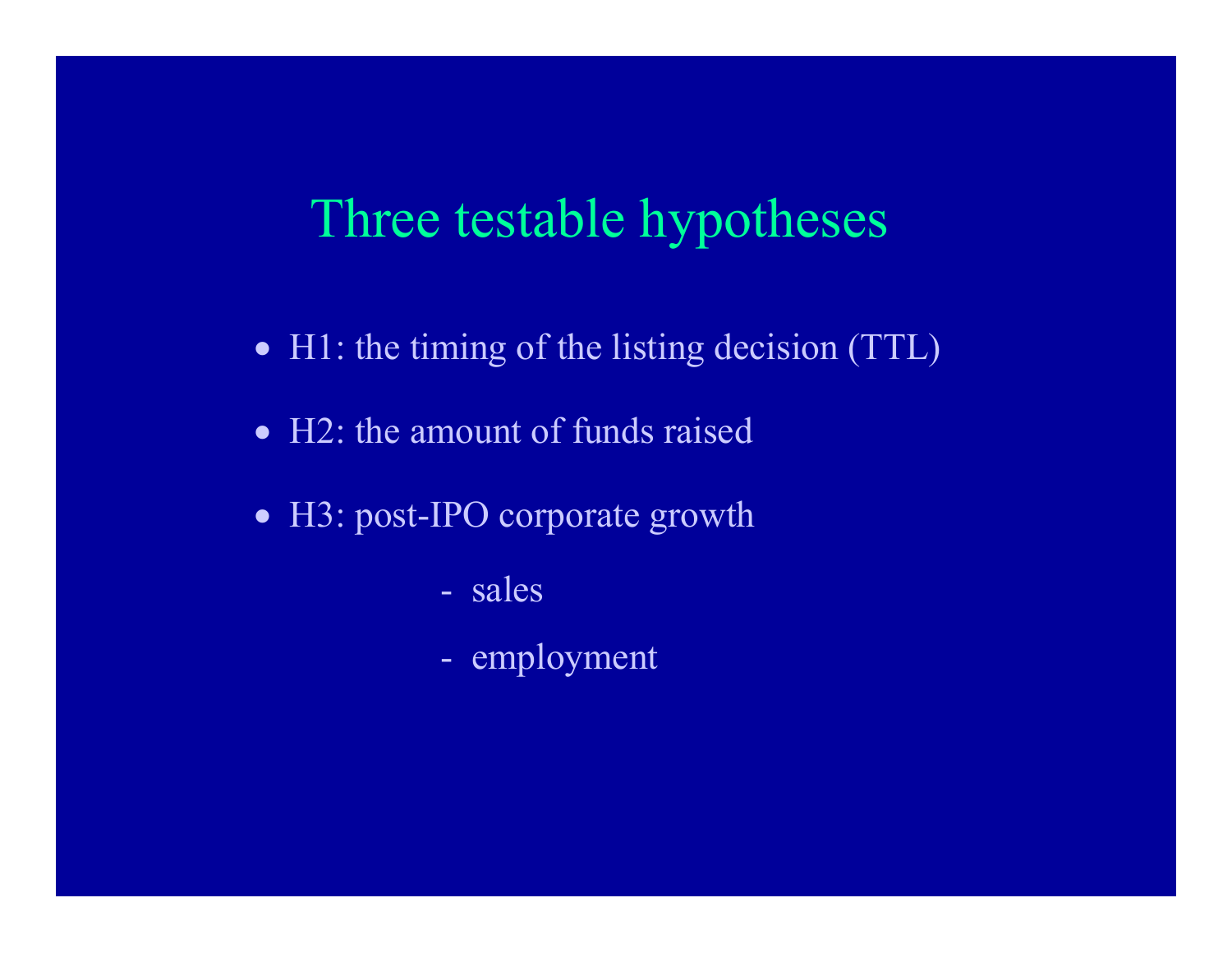# Three testable hypotheses

- H1: the timing of the listing decision (TTL)
- H2: the amount of funds raised
- H3: post-IPO corporate growth
  - sales
  - employment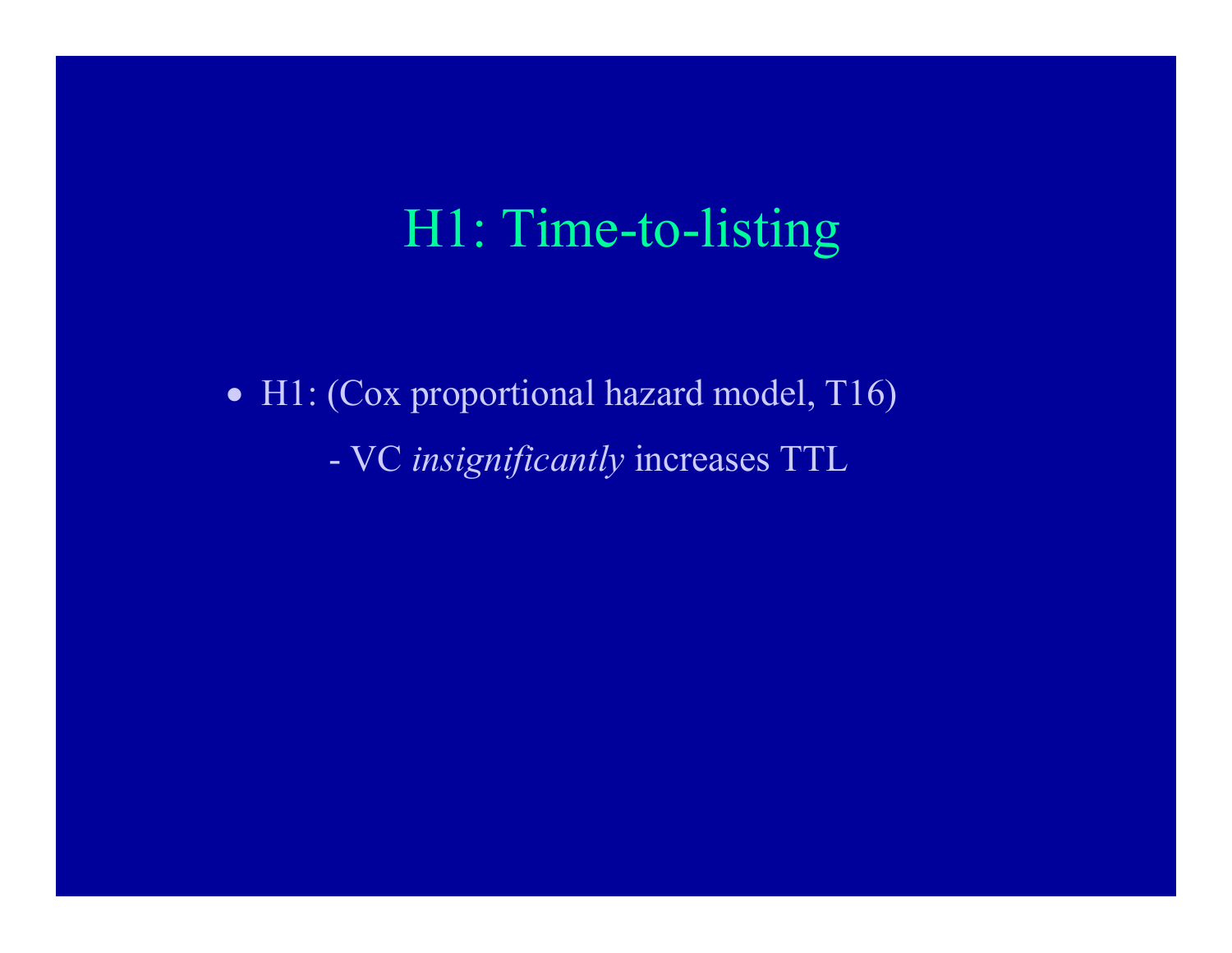# H1: Time-to-listing

- H1: (Cox proportional hazard model, T16)
  - VC *insignificantly* increases TTL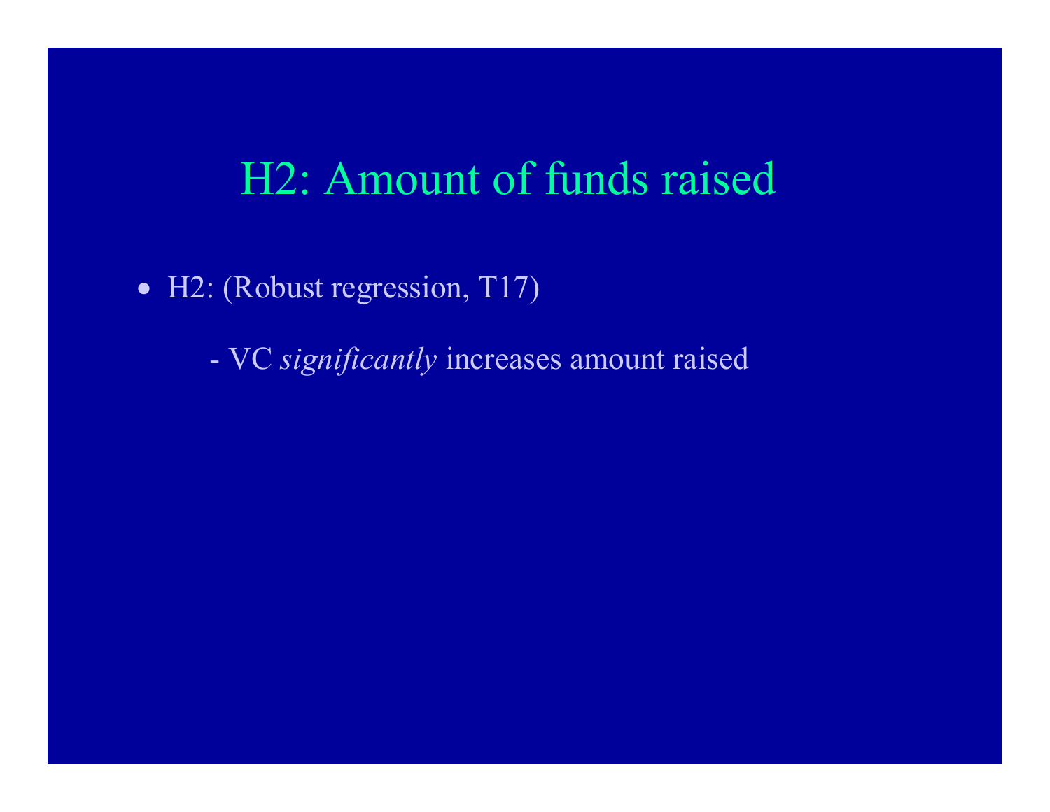# H2: Amount of funds raised

- H2: (Robust regression, T17)

  - VC *significantly* increases amount raised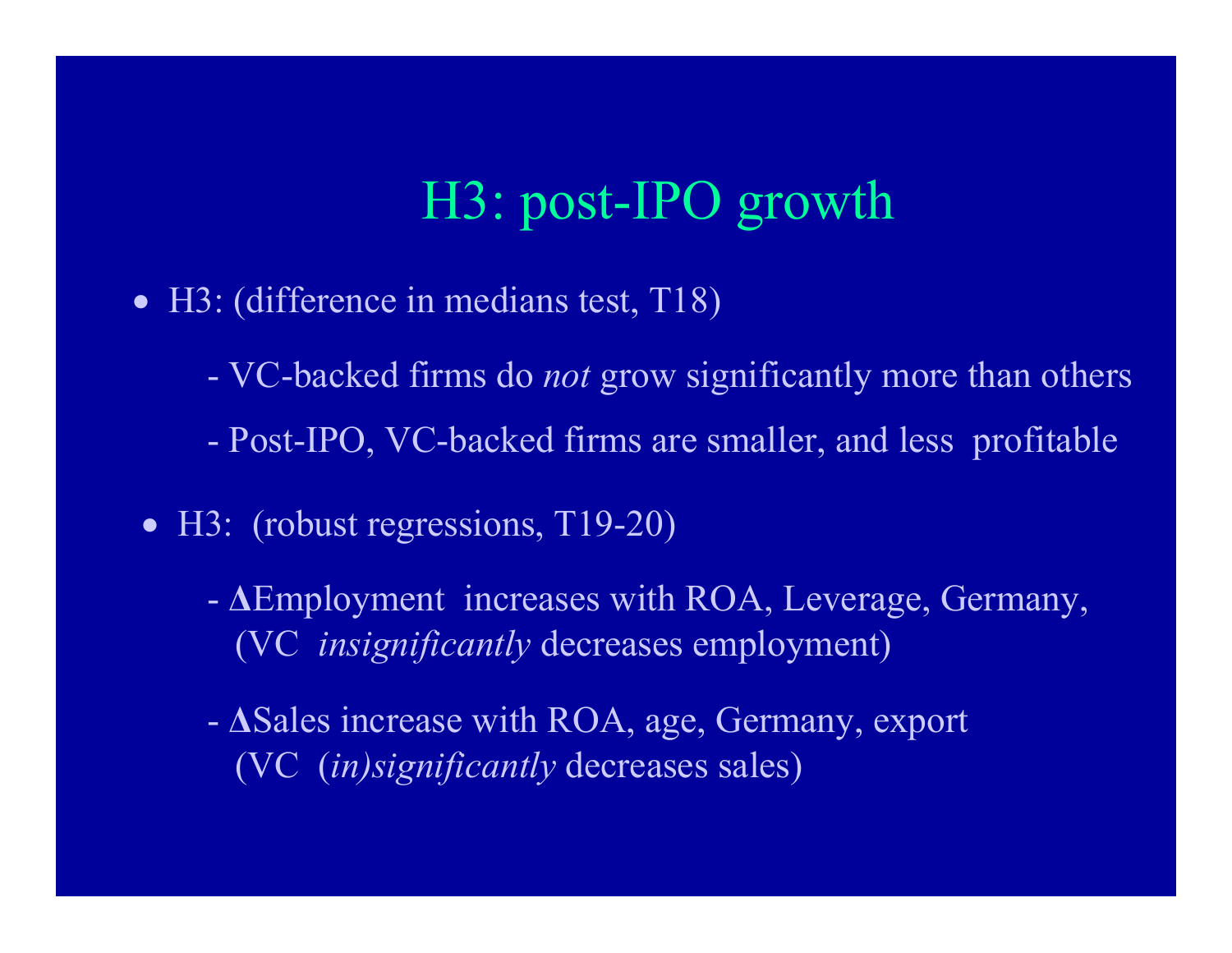# H3: post-IPO growth

- H3: (difference in medians test, T18)
  - VC-backed firms do *not* grow significantly more than others
  - Post-IPO, VC-backed firms are smaller, and less profitable
- H3: (robust regressions, T19-20)
  - **Δ**Employment increases with ROA, Leverage, Germany, (VC *insignificantly* decreases employment)
  - **Δ**Sales increase with ROA, age, Germany, export (VC *(in)significantly* decreases sales)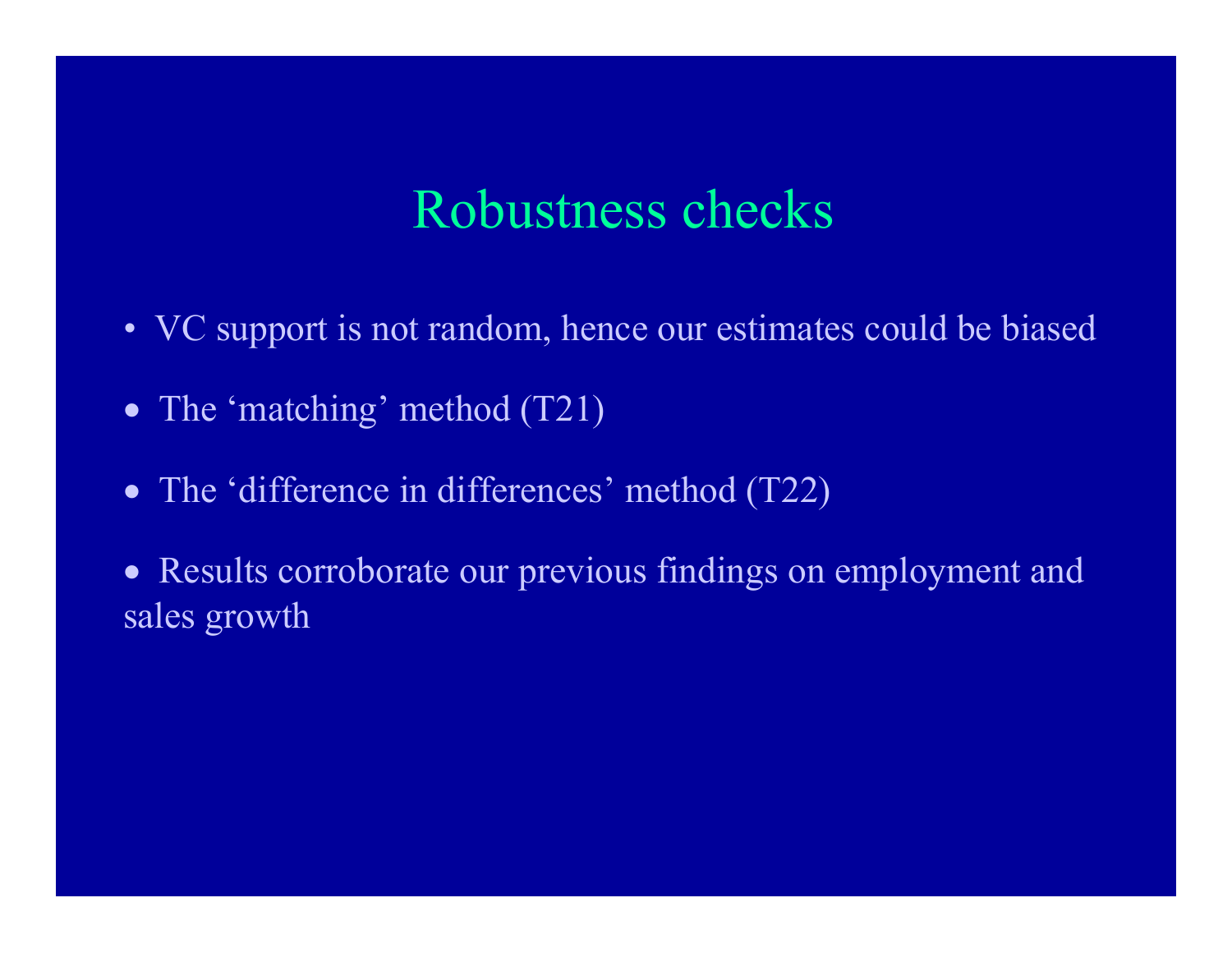# Robustness checks

- VC support is not random, hence our estimates could be biased
- The 'matching' method (T21)
- The 'difference in differences' method (T22)
- Results corroborate our previous findings on employment and sales growth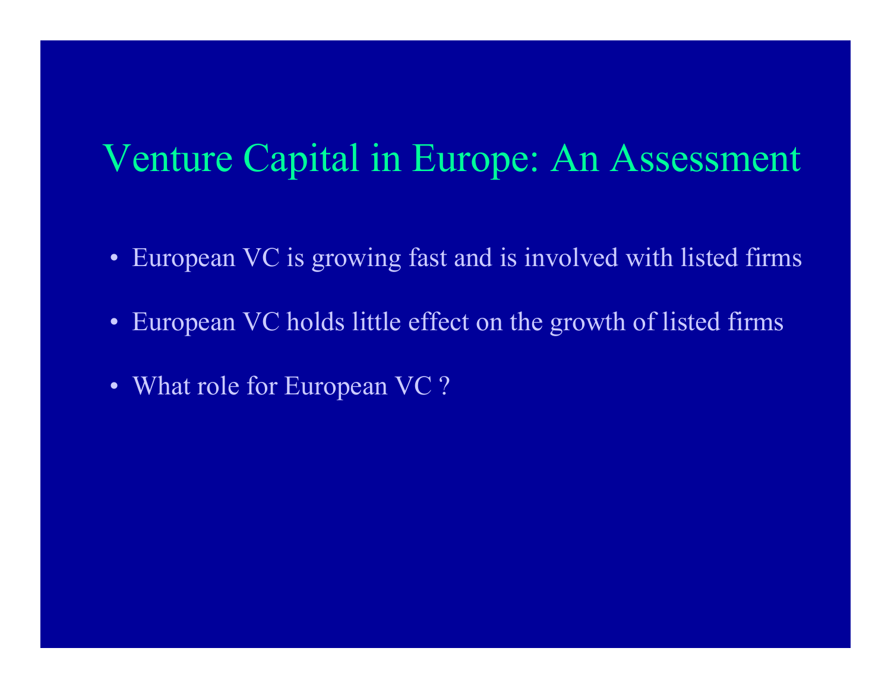# Venture Capital in Europe: An Assessment

- European VC is growing fast and is involved with listed firms
- European VC holds little effect on the growth of listed firms
- What role for European VC ?